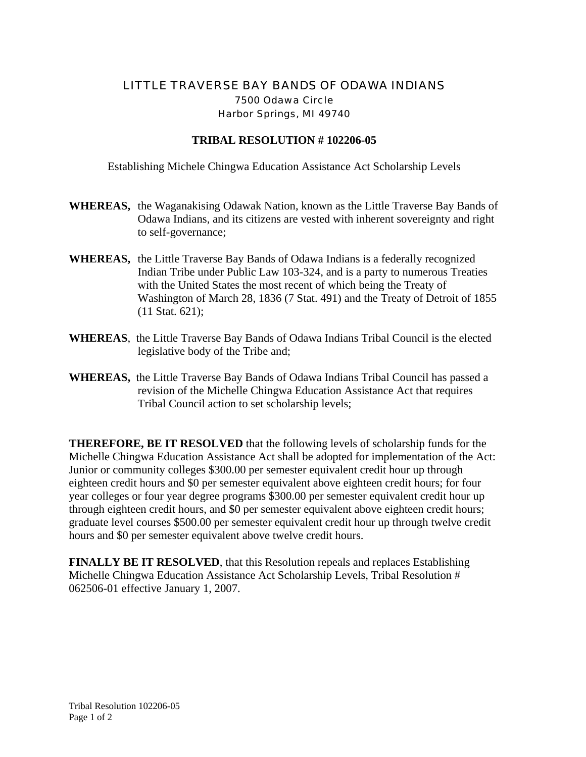# LITTLE TRAVERSE BAY BANDS OF ODAWA INDIANS

7500 Odawa Circle
Harbor Springs, MI 49740

## TRIBAL RESOLUTION # 102206-05

Establishing Michele Chingwa Education Assistance Act Scholarship Levels

**WHEREAS,** the Waganakising Odawak Nation, known as the Little Traverse Bay Bands of Odawa Indians, and its citizens are vested with inherent sovereignty and right to self-governance;

**WHEREAS,** the Little Traverse Bay Bands of Odawa Indians is a federally recognized Indian Tribe under Public Law 103-324, and is a party to numerous Treaties with the United States the most recent of which being the Treaty of Washington of March 28, 1836 (7 Stat. 491) and the Treaty of Detroit of 1855 (11 Stat. 621);

**WHEREAS**, the Little Traverse Bay Bands of Odawa Indians Tribal Council is the elected legislative body of the Tribe and;

**WHEREAS,** the Little Traverse Bay Bands of Odawa Indians Tribal Council has passed a revision of the Michelle Chingwa Education Assistance Act that requires Tribal Council action to set scholarship levels;

**THEREFORE, BE IT RESOLVED** that the following levels of scholarship funds for the Michelle Chingwa Education Assistance Act shall be adopted for implementation of the Act: Junior or community colleges $300.00 per semester equivalent credit hour up through eighteen credit hours and $0 per semester equivalent above eighteen credit hours; for four year colleges or four year degree programs $300.00 per semester equivalent credit hour up through eighteen credit hours, and $0 per semester equivalent above eighteen credit hours; graduate level courses $500.00 per semester equivalent credit hour up through twelve credit hours and $0 per semester equivalent above twelve credit hours.

**FINALLY BE IT RESOLVED**, that this Resolution repeals and replaces Establishing Michelle Chingwa Education Assistance Act Scholarship Levels, Tribal Resolution # 062506-01 effective January 1, 2007.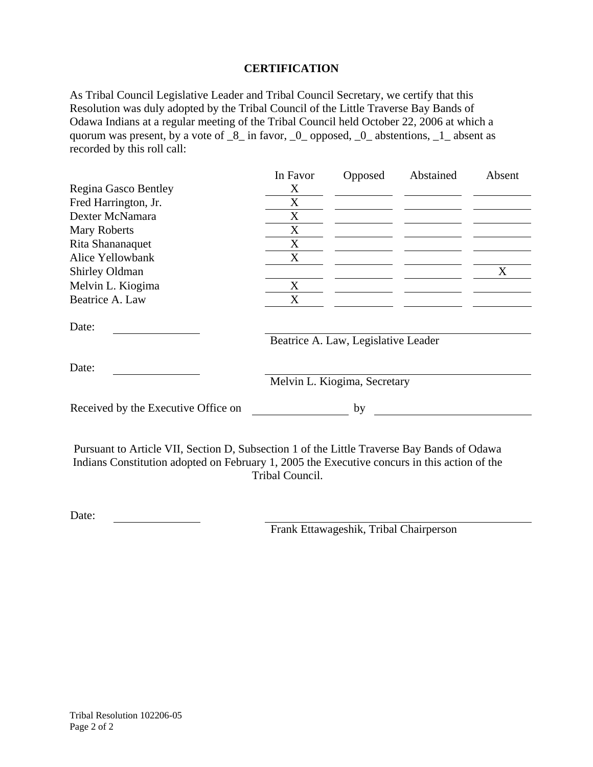**CERTIFICATION**

As Tribal Council Legislative Leader and Tribal Council Secretary, we certify that this Resolution was duly adopted by the Tribal Council of the Little Traverse Bay Bands of Odawa Indians at a regular meeting of the Tribal Council held October 22, 2006 at which a quorum was present, by a vote of _8_ in favor, _0_ opposed, _0_ abstentions, _1_ absent as recorded by this roll call:

| | In Favor | Opposed | Abstained | Absent |
|---|---|---|---|---|
| Regina Gasco Bentley | X | | | |
| Fred Harrington, Jr. | X | | | |
| Dexter McNamara | X | | | |
| Mary Roberts | X | | | |
| Rita Shananaquet | X | | | |
| Alice Yellowbank | X | | | |
| Shirley Oldman | | | | X |
| Melvin L. Kiogima | X | | | |
| Beatrice A. Law | X | | | |

Date: ______________ ________________________________
Beatrice A. Law, Legislative Leader

Date: ______________ ________________________________
Melvin L. Kiogima, Secretary

Received by the Executive Office on ______________ by ______________________

Pursuant to Article VII, Section D, Subsection 1 of the Little Traverse Bay Bands of Odawa Indians Constitution adopted on February 1, 2005 the Executive concurs in this action of the Tribal Council.

Date: ______________ ________________________________
Frank Ettawageshik, Tribal Chairperson

Tribal Resolution 102206-05